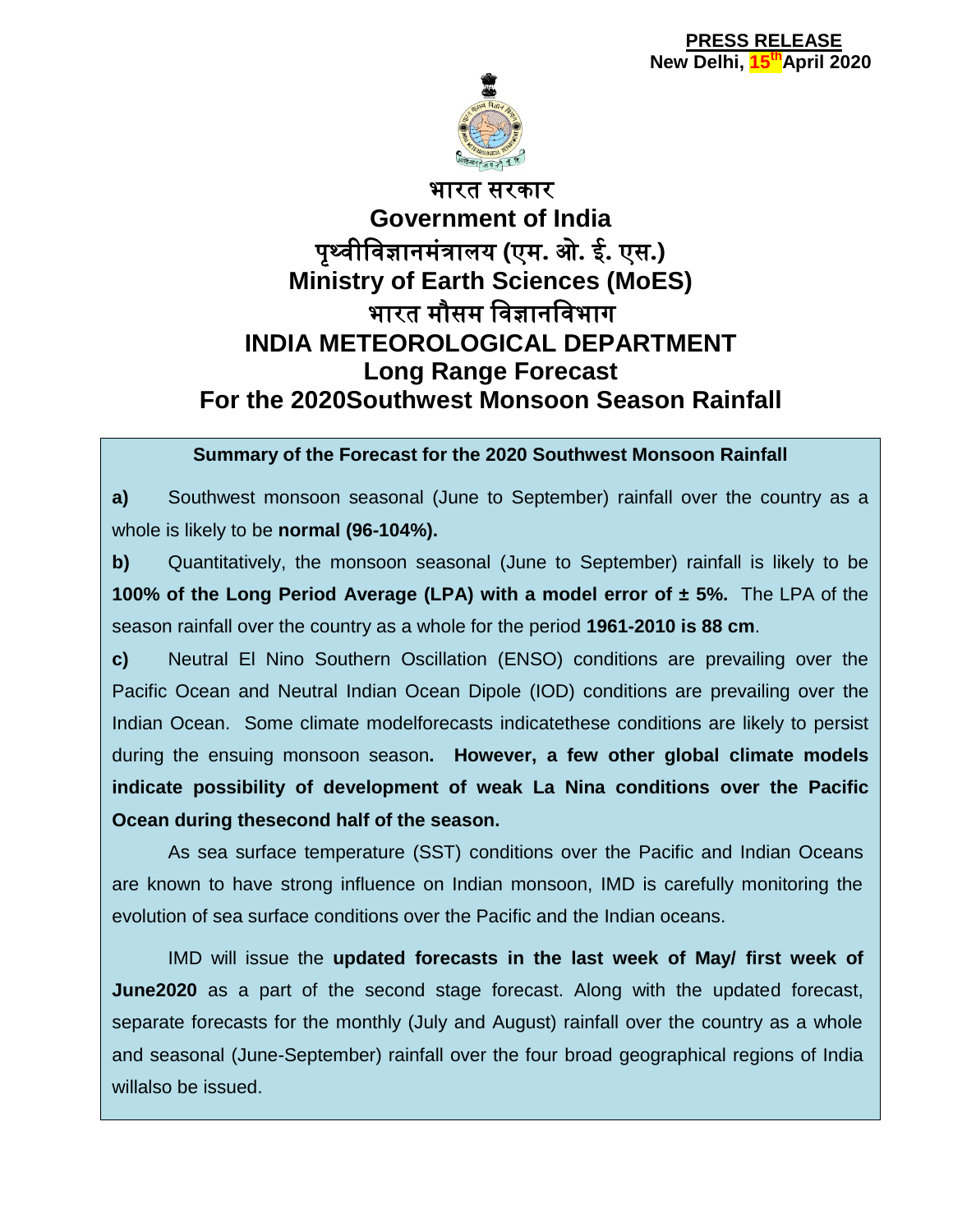**PRESS RELEASE**
**New Delhi, 15th April 2020**

# भारत सरकार
# Government of India
# पृथ्वीविज्ञानमंत्रालय (एम. ओ. ई. एस.)
# Ministry of Earth Sciences (MoES)
# भारत मौसम विज्ञानविभाग
# INDIA METEOROLOGICAL DEPARTMENT
# Long Range Forecast
# For the 2020Southwest Monsoon Season Rainfall

**Summary of the Forecast for the 2020 Southwest Monsoon Rainfall**

**a)** Southwest monsoon seasonal (June to September) rainfall over the country as a whole is likely to be **normal (96-104%).**

**b)** Quantitatively, the monsoon seasonal (June to September) rainfall is likely to be **100% of the Long Period Average (LPA) with a model error of ± 5%.** The LPA of the season rainfall over the country as a whole for the period **1961-2010 is 88 cm**.

**c)** Neutral El Nino Southern Oscillation (ENSO) conditions are prevailing over the Pacific Ocean and Neutral Indian Ocean Dipole (IOD) conditions are prevailing over the Indian Ocean. Some climate modelforecasts indicatethese conditions are likely to persist during the ensuing monsoon season**. However, a few other global climate models indicate possibility of development of weak La Nina conditions over the Pacific Ocean during thesecond half of the season.**

As sea surface temperature (SST) conditions over the Pacific and Indian Oceans are known to have strong influence on Indian monsoon, IMD is carefully monitoring the evolution of sea surface conditions over the Pacific and the Indian oceans.

IMD will issue the **updated forecasts in the last week of May/ first week of June2020** as a part of the second stage forecast. Along with the updated forecast, separate forecasts for the monthly (July and August) rainfall over the country as a whole and seasonal (June-September) rainfall over the four broad geographical regions of India willalso be issued.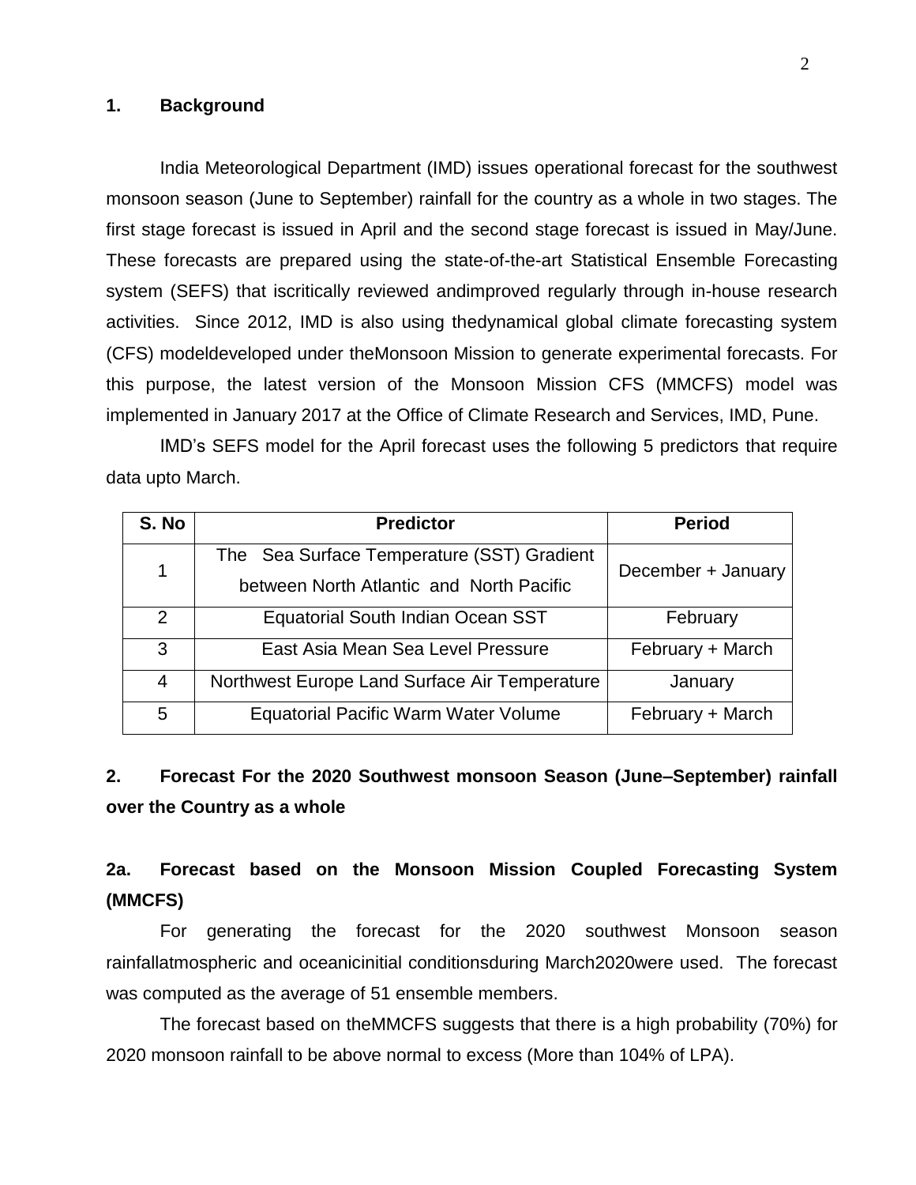## 1. Background

India Meteorological Department (IMD) issues operational forecast for the southwest monsoon season (June to September) rainfall for the country as a whole in two stages. The first stage forecast is issued in April and the second stage forecast is issued in May/June. These forecasts are prepared using the state-of-the-art Statistical Ensemble Forecasting system (SEFS) that iscritically reviewed andimproved regularly through in-house research activities. Since 2012, IMD is also using thedynamical global climate forecasting system (CFS) modeldeveloped under theMonsoon Mission to generate experimental forecasts. For this purpose, the latest version of the Monsoon Mission CFS (MMCFS) model was implemented in January 2017 at the Office of Climate Research and Services, IMD, Pune.

IMD's SEFS model for the April forecast uses the following 5 predictors that require data upto March.

| S. No | Predictor | Period |
|---|---|---|
| 1 | The Sea Surface Temperature (SST) Gradient between North Atlantic and North Pacific | December + January |
| 2 | Equatorial South Indian Ocean SST | February |
| 3 | East Asia Mean Sea Level Pressure | February + March |
| 4 | Northwest Europe Land Surface Air Temperature | January |
| 5 | Equatorial Pacific Warm Water Volume | February + March |

## 2. Forecast For the 2020 Southwest monsoon Season (June–September) rainfall over the Country as a whole

### 2a. Forecast based on the Monsoon Mission Coupled Forecasting System (MMCFS)

For generating the forecast for the 2020 southwest Monsoon season rainfallatmospheric and oceanicinitial conditionsduring March2020were used. The forecast was computed as the average of 51 ensemble members.

The forecast based on theMMCFS suggests that there is a high probability (70%) for 2020 monsoon rainfall to be above normal to excess (More than 104% of LPA).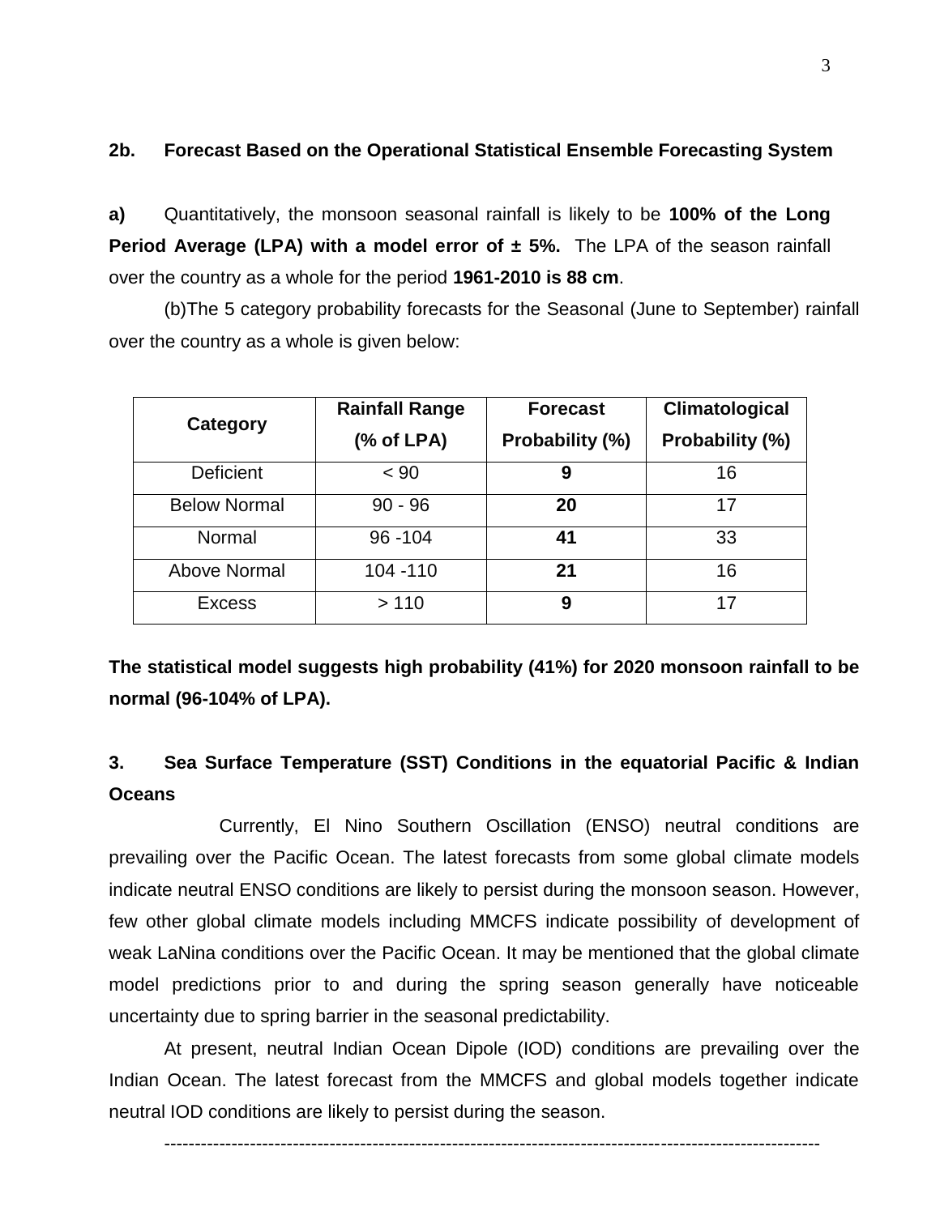## 2b. Forecast Based on the Operational Statistical Ensemble Forecasting System

**a)** Quantitatively, the monsoon seasonal rainfall is likely to be **100% of the Long Period Average (LPA) with a model error of ± 5%.** The LPA of the season rainfall over the country as a whole for the period **1961-2010 is 88 cm**.

(b)The 5 category probability forecasts for the Seasonal (June to September) rainfall over the country as a whole is given below:

| Category | Rainfall Range (% of LPA) | Forecast Probability (%) | Climatological Probability (%) |
|---|---|---|---|
| Deficient | < 90 | **9** | 16 |
| Below Normal | 90 - 96 | **20** | 17 |
| Normal | 96 -104 | **41** | 33 |
| Above Normal | 104 -110 | **21** | 16 |
| Excess | > 110 | **9** | 17 |

**The statistical model suggests high probability (41%) for 2020 monsoon rainfall to be normal (96-104% of LPA).**

## 3. Sea Surface Temperature (SST) Conditions in the equatorial Pacific & Indian Oceans

Currently, El Nino Southern Oscillation (ENSO) neutral conditions are prevailing over the Pacific Ocean. The latest forecasts from some global climate models indicate neutral ENSO conditions are likely to persist during the monsoon season. However, few other global climate models including MMCFS indicate possibility of development of weak LaNina conditions over the Pacific Ocean. It may be mentioned that the global climate model predictions prior to and during the spring season generally have noticeable uncertainty due to spring barrier in the seasonal predictability.

At present, neutral Indian Ocean Dipole (IOD) conditions are prevailing over the Indian Ocean. The latest forecast from the MMCFS and global models together indicate neutral IOD conditions are likely to persist during the season.

---